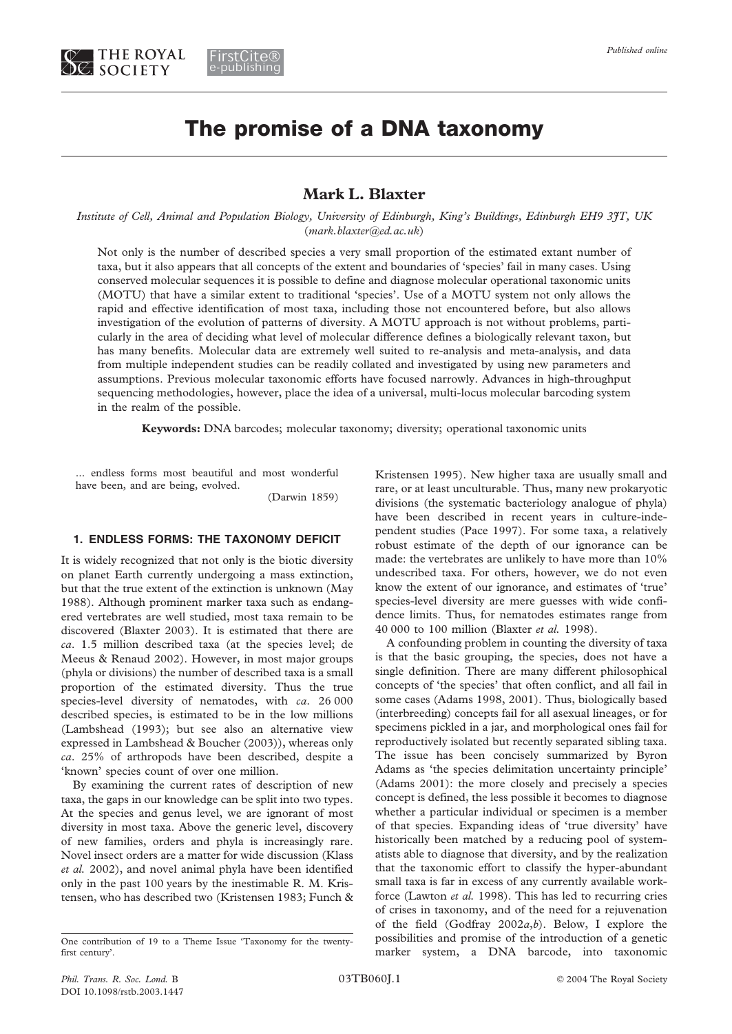# The promise of a DNA taxonomy

**Mark L. Blaxter**

*Institute of Cell, Animal and Population Biology, University of Edinburgh, King's Buildings, Edinburgh EH9 3JT, UK* (*mark.blaxter@ed.ac.uk*)

Not only is the number of described species a very small proportion of the estimated extant number of taxa, but it also appears that all concepts of the extent and boundaries of 'species' fail in many cases. Using conserved molecular sequences it is possible to define and diagnose molecular operational taxonomic units (MOTU) that have a similar extent to traditional 'species'. Use of a MOTU system not only allows the rapid and effective identification of most taxa, including those not encountered before, but also allows investigation of the evolution of patterns of diversity. A MOTU approach is not without problems, particularly in the area of deciding what level of molecular difference defines a biologically relevant taxon, but has many benefits. Molecular data are extremely well suited to re-analysis and meta-analysis, and data from multiple independent studies can be readily collated and investigated by using new parameters and assumptions. Previous molecular taxonomic efforts have focused narrowly. Advances in high-throughput sequencing methodologies, however, place the idea of a universal, multi-locus molecular barcoding system in the realm of the possible.

**Keywords:** DNA barcodes; molecular taxonomy; diversity; operational taxonomic units

> ... endless forms most beautiful and most wonderful have been, and are being, evolved.
>
> (Darwin 1859)

## 1. ENDLESS FORMS: THE TAXONOMY DEFICIT

It is widely recognized that not only is the biotic diversity on planet Earth currently undergoing a mass extinction, but that the true extent of the extinction is unknown (May 1988). Although prominent marker taxa such as endangered vertebrates are well studied, most taxa remain to be discovered (Blaxter 2003). It is estimated that there are *ca*. 1.5 million described taxa (at the species level; de Meeus & Renaud 2002). However, in most major groups (phyla or divisions) the number of described taxa is a small proportion of the estimated diversity. Thus the true species-level diversity of nematodes, with *ca*. 26 000 described species, is estimated to be in the low millions (Lambshead (1993); but see also an alternative view expressed in Lambshead & Boucher (2003)), whereas only *ca*. 25% of arthropods have been described, despite a 'known' species count of over one million.

By examining the current rates of description of new taxa, the gaps in our knowledge can be split into two types. At the species and genus level, we are ignorant of most diversity in most taxa. Above the generic level, discovery of new families, orders and phyla is increasingly rare. Novel insect orders are a matter for wide discussion (Klass *et al.* 2002), and novel animal phyla have been identified only in the past 100 years by the inestimable R. M. Kristensen, who has described two (Kristensen 1983; Funch & Kristensen 1995). New higher taxa are usually small and rare, or at least unculturable. Thus, many new prokaryotic divisions (the systematic bacteriology analogue of phyla) have been described in recent years in culture-independent studies (Pace 1997). For some taxa, a relatively robust estimate of the depth of our ignorance can be made: the vertebrates are unlikely to have more than 10% undescribed taxa. For others, however, we do not even know the extent of our ignorance, and estimates of 'true' species-level diversity are mere guesses with wide confidence limits. Thus, for nematodes estimates range from 40 000 to 100 million (Blaxter *et al.* 1998).

A confounding problem in counting the diversity of taxa is that the basic grouping, the species, does not have a single definition. There are many different philosophical concepts of 'the species' that often conflict, and all fail in some cases (Adams 1998, 2001). Thus, biologically based (interbreeding) concepts fail for all asexual lineages, or for specimens pickled in a jar, and morphological ones fail for reproductively isolated but recently separated sibling taxa. The issue has been concisely summarized by Byron Adams as 'the species delimitation uncertainty principle' (Adams 2001): the more closely and precisely a species concept is defined, the less possible it becomes to diagnose whether a particular individual or specimen is a member of that species. Expanding ideas of 'true diversity' have historically been matched by a reducing pool of systematists able to diagnose that diversity, and by the realization that the taxonomic effort to classify the hyper-abundant small taxa is far in excess of any currently available workforce (Lawton *et al.* 1998). This has led to recurring cries of crises in taxonomy, and of the need for a rejuvenation of the field (Godfray 2002*a*,*b*). Below, I explore the possibilities and promise of the introduction of a genetic marker system, a DNA barcode, into taxonomic

One contribution of 19 to a Theme Issue 'Taxonomy for the twenty-first century'.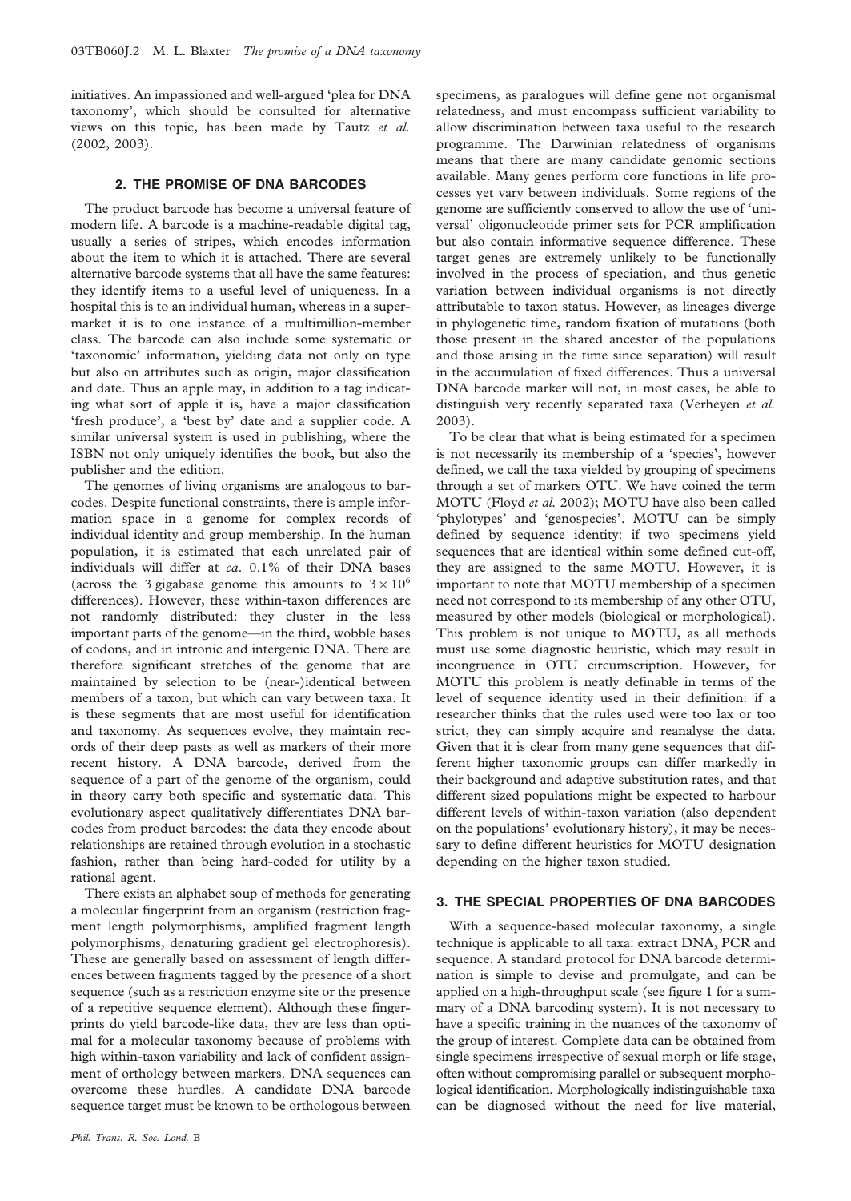initiatives. An impassioned and well-argued 'plea for DNA taxonomy', which should be consulted for alternative views on this topic, has been made by Tautz *et al.* (2002, 2003).

## 2. THE PROMISE OF DNA BARCODES

The product barcode has become a universal feature of modern life. A barcode is a machine-readable digital tag, usually a series of stripes, which encodes information about the item to which it is attached. There are several alternative barcode systems that all have the same features: they identify items to a useful level of uniqueness. In a hospital this is to an individual human, whereas in a supermarket it is to one instance of a multimillion-member class. The barcode can also include some systematic or 'taxonomic' information, yielding data not only on type but also on attributes such as origin, major classification and date. Thus an apple may, in addition to a tag indicating what sort of apple it is, have a major classification 'fresh produce', a 'best by' date and a supplier code. A similar universal system is used in publishing, where the ISBN not only uniquely identifies the book, but also the publisher and the edition.

The genomes of living organisms are analogous to barcodes. Despite functional constraints, there is ample information space in a genome for complex records of individual identity and group membership. In the human population, it is estimated that each unrelated pair of individuals will differ at *ca*. 0.1% of their DNA bases (across the 3 gigabase genome this amounts to $3 \times 10^6$ differences). However, these within-taxon differences are not randomly distributed: they cluster in the less important parts of the genome—in the third, wobble bases of codons, and in intronic and intergenic DNA. There are therefore significant stretches of the genome that are maintained by selection to be (near-)identical between members of a taxon, but which can vary between taxa. It is these segments that are most useful for identification and taxonomy. As sequences evolve, they maintain records of their deep pasts as well as markers of their more recent history. A DNA barcode, derived from the sequence of a part of the genome of the organism, could in theory carry both specific and systematic data. This evolutionary aspect qualitatively differentiates DNA barcodes from product barcodes: the data they encode about relationships are retained through evolution in a stochastic fashion, rather than being hard-coded for utility by a rational agent.

There exists an alphabet soup of methods for generating a molecular fingerprint from an organism (restriction fragment length polymorphisms, amplified fragment length polymorphisms, denaturing gradient gel electrophoresis). These are generally based on assessment of length differences between fragments tagged by the presence of a short sequence (such as a restriction enzyme site or the presence of a repetitive sequence element). Although these fingerprints do yield barcode-like data, they are less than optimal for a molecular taxonomy because of problems with high within-taxon variability and lack of confident assignment of orthology between markers. DNA sequences can overcome these hurdles. A candidate DNA barcode sequence target must be known to be orthologous between specimens, as paralogues will define gene not organismal relatedness, and must encompass sufficient variability to allow discrimination between taxa useful to the research programme. The Darwinian relatedness of organisms means that there are many candidate genomic sections available. Many genes perform core functions in life processes yet vary between individuals. Some regions of the genome are sufficiently conserved to allow the use of 'universal' oligonucleotide primer sets for PCR amplification but also contain informative sequence difference. These target genes are extremely unlikely to be functionally involved in the process of speciation, and thus genetic variation between individual organisms is not directly attributable to taxon status. However, as lineages diverge in phylogenetic time, random fixation of mutations (both those present in the shared ancestor of the populations and those arising in the time since separation) will result in the accumulation of fixed differences. Thus a universal DNA barcode marker will not, in most cases, be able to distinguish very recently separated taxa (Verheyen *et al.* 2003).

To be clear that what is being estimated for a specimen is not necessarily its membership of a 'species', however defined, we call the taxa yielded by grouping of specimens through a set of markers OTU. We have coined the term MOTU (Floyd *et al.* 2002); MOTU have also been called 'phylotypes' and 'genospecies'. MOTU can be simply defined by sequence identity: if two specimens yield sequences that are identical within some defined cut-off, they are assigned to the same MOTU. However, it is important to note that MOTU membership of a specimen need not correspond to its membership of any other OTU, measured by other models (biological or morphological). This problem is not unique to MOTU, as all methods must use some diagnostic heuristic, which may result in incongruence in OTU circumscription. However, for MOTU this problem is neatly definable in terms of the level of sequence identity used in their definition: if a researcher thinks that the rules used were too lax or too strict, they can simply acquire and reanalyse the data. Given that it is clear from many gene sequences that different higher taxonomic groups can differ markedly in their background and adaptive substitution rates, and that different sized populations might be expected to harbour different levels of within-taxon variation (also dependent on the populations' evolutionary history), it may be necessary to define different heuristics for MOTU designation depending on the higher taxon studied.

## 3. THE SPECIAL PROPERTIES OF DNA BARCODES

With a sequence-based molecular taxonomy, a single technique is applicable to all taxa: extract DNA, PCR and sequence. A standard protocol for DNA barcode determination is simple to devise and promulgate, and can be applied on a high-throughput scale (see figure 1 for a summary of a DNA barcoding system). It is not necessary to have a specific training in the nuances of the taxonomy of the group of interest. Complete data can be obtained from single specimens irrespective of sexual morph or life stage, often without compromising parallel or subsequent morphological identification. Morphologically indistinguishable taxa can be diagnosed without the need for live material,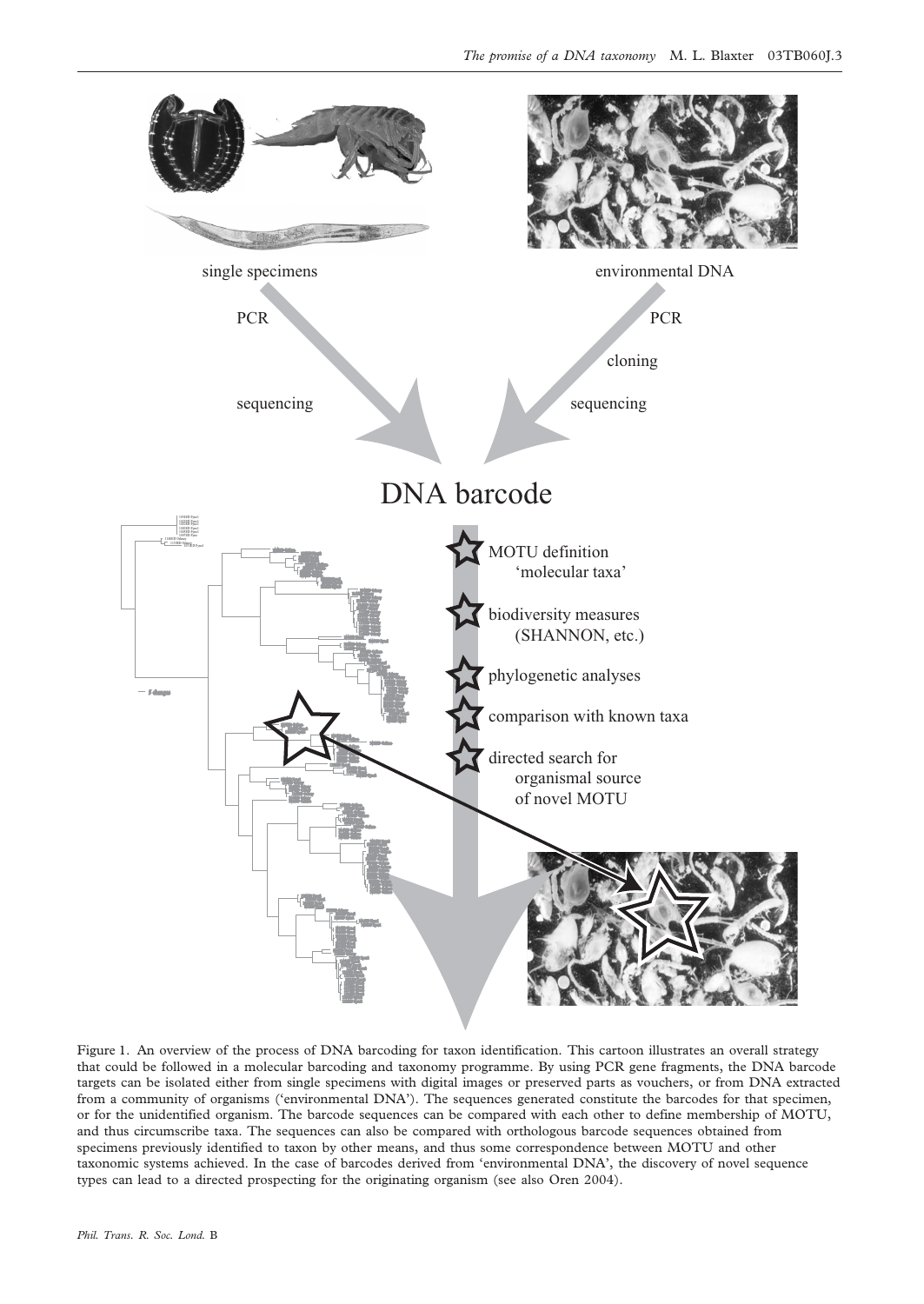single specimens

environmental DNA

PCR

PCR

cloning

sequencing

sequencing

DNA barcode

MOTU definition 'molecular taxa'

biodiversity measures (SHANNON, etc.)

phylogenetic analyses

comparison with known taxa

directed search for organismal source of novel MOTU

Figure 1. An overview of the process of DNA barcoding for taxon identification. This cartoon illustrates an overall strategy that could be followed in a molecular barcoding and taxonomy programme. By using PCR gene fragments, the DNA barcode targets can be isolated either from single specimens with digital images or preserved parts as vouchers, or from DNA extracted from a community of organisms ('environmental DNA'). The sequences generated constitute the barcodes for that specimen, or for the unidentified organism. The barcode sequences can be compared with each other to define membership of MOTU, and thus circumscribe taxa. The sequences can also be compared with orthologous barcode sequences obtained from specimens previously identified to taxon by other means, and thus some correspondence between MOTU and other taxonomic systems achieved. In the case of barcodes derived from 'environmental DNA', the discovery of novel sequence types can lead to a directed prospecting for the originating organism (see also Oren 2004).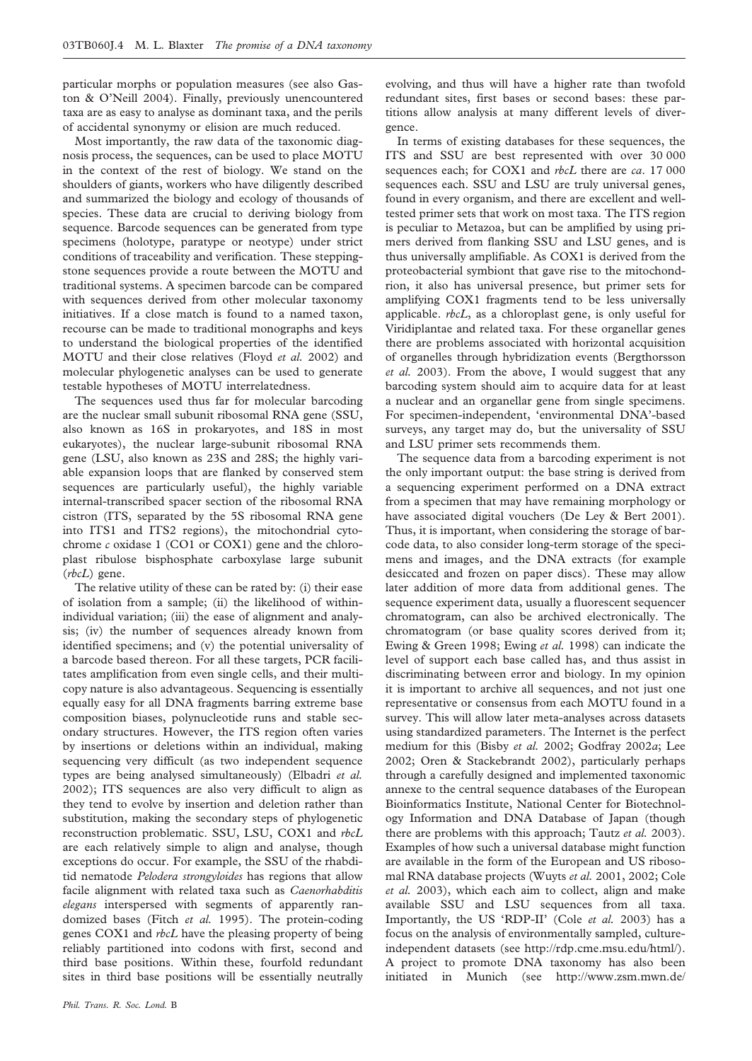particular morphs or population measures (see also Gaston & O'Neill 2004). Finally, previously unencountered taxa are as easy to analyse as dominant taxa, and the perils of accidental synonymy or elision are much reduced.

Most importantly, the raw data of the taxonomic diagnosis process, the sequences, can be used to place MOTU in the context of the rest of biology. We stand on the shoulders of giants, workers who have diligently described and summarized the biology and ecology of thousands of species. These data are crucial to deriving biology from sequence. Barcode sequences can be generated from type specimens (holotype, paratype or neotype) under strict conditions of traceability and verification. These stepping-stone sequences provide a route between the MOTU and traditional systems. A specimen barcode can be compared with sequences derived from other molecular taxonomy initiatives. If a close match is found to a named taxon, recourse can be made to traditional monographs and keys to understand the biological properties of the identified MOTU and their close relatives (Floyd *et al.* 2002) and molecular phylogenetic analyses can be used to generate testable hypotheses of MOTU interrelatedness.

The sequences used thus far for molecular barcoding are the nuclear small subunit ribosomal RNA gene (SSU, also known as 16S in prokaryotes, and 18S in most eukaryotes), the nuclear large-subunit ribosomal RNA gene (LSU, also known as 23S and 28S; the highly variable expansion loops that are flanked by conserved stem sequences are particularly useful), the highly variable internal-transcribed spacer section of the ribosomal RNA cistron (ITS, separated by the 5S ribosomal RNA gene into ITS1 and ITS2 regions), the mitochondrial cytochrome *c* oxidase 1 (CO1 or COX1) gene and the chloroplast ribulose bisphosphate carboxylase large subunit (*rbcL*) gene.

The relative utility of these can be rated by: (i) their ease of isolation from a sample; (ii) the likelihood of within-individual variation; (iii) the ease of alignment and analysis; (iv) the number of sequences already known from identified specimens; and (v) the potential universality of a barcode based thereon. For all these targets, PCR facilitates amplification from even single cells, and their multi-copy nature is also advantageous. Sequencing is essentially equally easy for all DNA fragments barring extreme base composition biases, polynucleotide runs and stable secondary structures. However, the ITS region often varies by insertions or deletions within an individual, making sequencing very difficult (as two independent sequence types are being analysed simultaneously) (Elbadri *et al.* 2002); ITS sequences are also very difficult to align as they tend to evolve by insertion and deletion rather than substitution, making the secondary steps of phylogenetic reconstruction problematic. SSU, LSU, COX1 and *rbcL* are each relatively simple to align and analyse, though exceptions do occur. For example, the SSU of the rhabditid nematode *Pelodera strongyloides* has regions that allow facile alignment with related taxa such as *Caenorhabditis elegans* interspersed with segments of apparently randomized bases (Fitch *et al.* 1995). The protein-coding genes COX1 and *rbcL* have the pleasing property of being reliably partitioned into codons with first, second and third base positions. Within these, fourfold redundant sites in third base positions will be essentially neutrally evolving, and thus will have a higher rate than twofold redundant sites, first bases or second bases: these partitions allow analysis at many different levels of divergence.

In terms of existing databases for these sequences, the ITS and SSU are best represented with over 30 000 sequences each; for COX1 and *rbcL* there are *ca.* 17 000 sequences each. SSU and LSU are truly universal genes, found in every organism, and there are excellent and well-tested primer sets that work on most taxa. The ITS region is peculiar to Metazoa, but can be amplified by using primers derived from flanking SSU and LSU genes, and is thus universally amplifiable. As COX1 is derived from the proteobacterial symbiont that gave rise to the mitochondrion, it also has universal presence, but primer sets for amplifying COX1 fragments tend to be less universally applicable. *rbcL*, as a chloroplast gene, is only useful for Viridiplantae and related taxa. For these organellar genes there are problems associated with horizontal acquisition of organelles through hybridization events (Bergthorsson *et al.* 2003). From the above, I would suggest that any barcoding system should aim to acquire data for at least a nuclear and an organellar gene from single specimens. For specimen-independent, 'environmental DNA'-based surveys, any target may do, but the universality of SSU and LSU primer sets recommends them.

The sequence data from a barcoding experiment is not the only important output: the base string is derived from a sequencing experiment performed on a DNA extract from a specimen that may have remaining morphology or have associated digital vouchers (De Ley & Bert 2001). Thus, it is important, when considering the storage of barcode data, to also consider long-term storage of the specimens and images, and the DNA extracts (for example desiccated and frozen on paper discs). These may allow later addition of more data from additional genes. The sequence experiment data, usually a fluorescent sequencer chromatogram, can also be archived electronically. The chromatogram (or base quality scores derived from it; Ewing & Green 1998; Ewing *et al.* 1998) can indicate the level of support each base called has, and thus assist in discriminating between error and biology. In my opinion it is important to archive all sequences, and not just one representative or consensus from each MOTU found in a survey. This will allow later meta-analyses across datasets using standardized parameters. The Internet is the perfect medium for this (Bisby *et al.* 2002; Godfray 2002*a*; Lee 2002; Oren & Stackebrandt 2002), particularly perhaps through a carefully designed and implemented taxonomic annexe to the central sequence databases of the European Bioinformatics Institute, National Center for Biotechnology Information and DNA Database of Japan (though there are problems with this approach; Tautz *et al.* 2003). Examples of how such a universal database might function are available in the form of the European and US ribosomal RNA database projects (Wuyts *et al.* 2001, 2002; Cole *et al.* 2003), which each aim to collect, align and make available SSU and LSU sequences from all taxa. Importantly, the US 'RDP-II' (Cole *et al.* 2003) has a focus on the analysis of environmentally sampled, culture-independent datasets (see http://rdp.cme.msu.edu/html/). A project to promote DNA taxonomy has also been initiated in Munich (see http://www.zsm.mwn.de/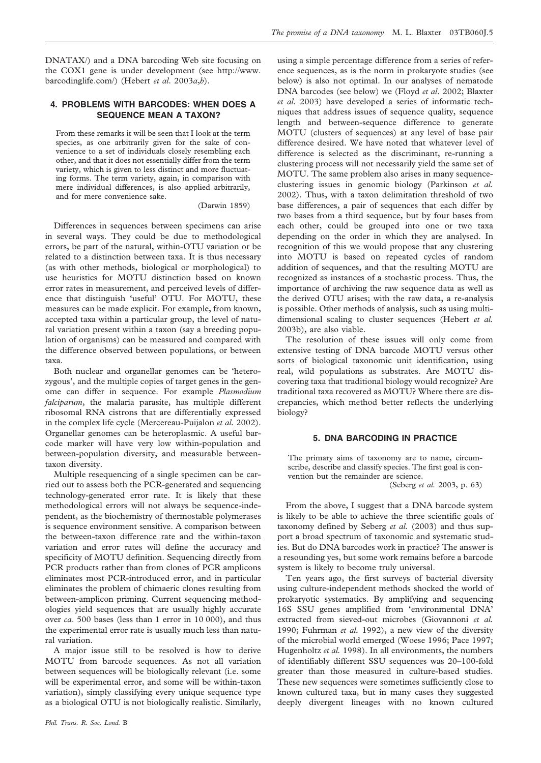DNATAX/) and a DNA barcoding Web site focusing on the COX1 gene is under development (see http://www.barcodinglife.com/) (Hebert *et al.* 2003*a*,*b*).

## 4. PROBLEMS WITH BARCODES: WHEN DOES A SEQUENCE MEAN A TAXON?

> From these remarks it will be seen that I look at the term species, as one arbitrarily given for the sake of convenience to a set of individuals closely resembling each other, and that it does not essentially differ from the term variety, which is given to less distinct and more fluctuating forms. The term variety, again, in comparison with mere individual differences, is also applied arbitrarily, and for mere convenience sake.
>
> (Darwin 1859)

Differences in sequences between specimens can arise in several ways. They could be due to methodological errors, be part of the natural, within-OTU variation or be related to a distinction between taxa. It is thus necessary (as with other methods, biological or morphological) to use heuristics for MOTU distinction based on known error rates in measurement, and perceived levels of difference that distinguish 'useful' OTU. For MOTU, these measures can be made explicit. For example, from known, accepted taxa within a particular group, the level of natural variation present within a taxon (say a breeding population of organisms) can be measured and compared with the difference observed between populations, or between taxa.

Both nuclear and organellar genomes can be 'heterozygous', and the multiple copies of target genes in the genome can differ in sequence. For example *Plasmodium falciparum*, the malaria parasite, has multiple different ribosomal RNA cistrons that are differentially expressed in the complex life cycle (Mercereau-Puijalon *et al.* 2002). Organellar genomes can be heteroplasmic. A useful barcode marker will have very low within-population and between-population diversity, and measurable between-taxon diversity.

Multiple resequencing of a single specimen can be carried out to assess both the PCR-generated and sequencing technology-generated error rate. It is likely that these methodological errors will not always be sequence-independent, as the biochemistry of thermostable polymerases is sequence environment sensitive. A comparison between the between-taxon difference rate and the within-taxon variation and error rates will define the accuracy and specificity of MOTU definition. Sequencing directly from PCR products rather than from clones of PCR amplicons eliminates most PCR-introduced error, and in particular eliminates the problem of chimaeric clones resulting from between-amplicon priming. Current sequencing methodologies yield sequences that are usually highly accurate over *ca*. 500 bases (less than 1 error in 10 000), and thus the experimental error rate is usually much less than natural variation.

A major issue still to be resolved is how to derive MOTU from barcode sequences. As not all variation between sequences will be biologically relevant (i.e. some will be experimental error, and some will be within-taxon variation), simply classifying every unique sequence type as a biological OTU is not biologically realistic. Similarly, using a simple percentage difference from a series of reference sequences, as is the norm in prokaryote studies (see below) is also not optimal. In our analyses of nematode DNA barcodes (see below) we (Floyd *et al.* 2002; Blaxter *et al.* 2003) have developed a series of informatic techniques that address issues of sequence quality, sequence length and between-sequence difference to generate MOTU (clusters of sequences) at any level of base pair difference desired. We have noted that whatever level of difference is selected as the discriminant, re-running a clustering process will not necessarily yield the same set of MOTU. The same problem also arises in many sequence-clustering issues in genomic biology (Parkinson *et al.* 2002). Thus, with a taxon delimitation threshold of two base differences, a pair of sequences that each differ by two bases from a third sequence, but by four bases from each other, could be grouped into one or two taxa depending on the order in which they are analysed. In recognition of this we would propose that any clustering into MOTU is based on repeated cycles of random addition of sequences, and that the resulting MOTU are recognized as instances of a stochastic process. Thus, the importance of archiving the raw sequence data as well as the derived OTU arises; with the raw data, a re-analysis is possible. Other methods of analysis, such as using multi-dimensional scaling to cluster sequences (Hebert *et al.* 2003b), are also viable.

The resolution of these issues will only come from extensive testing of DNA barcode MOTU versus other sorts of biological taxonomic unit identification, using real, wild populations as substrates. Are MOTU discovering taxa that traditional biology would recognize? Are traditional taxa recovered as MOTU? Where there are discrepancies, which method better reflects the underlying biology?

## 5. DNA BARCODING IN PRACTICE

> The primary aims of taxonomy are to name, circumscribe, describe and classify species. The first goal is convention but the remainder are science.
>
> (Seberg *et al.* 2003, p. 63)

From the above, I suggest that a DNA barcode system is likely to be able to achieve the three scientific goals of taxonomy defined by Seberg *et al.* (2003) and thus support a broad spectrum of taxonomic and systematic studies. But do DNA barcodes work in practice? The answer is a resounding yes, but some work remains before a barcode system is likely to become truly universal.

Ten years ago, the first surveys of bacterial diversity using culture-independent methods shocked the world of prokaryotic systematics. By amplifying and sequencing 16S SSU genes amplified from 'environmental DNA' extracted from sieved-out microbes (Giovannoni *et al.* 1990; Fuhrman *et al.* 1992), a new view of the diversity of the microbial world emerged (Woese 1996; Pace 1997; Hugenholtz *et al.* 1998). In all environments, the numbers of identifiably different SSU sequences was 20–100-fold greater than those measured in culture-based studies. These new sequences were sometimes sufficiently close to known cultured taxa, but in many cases they suggested deeply divergent lineages with no known cultured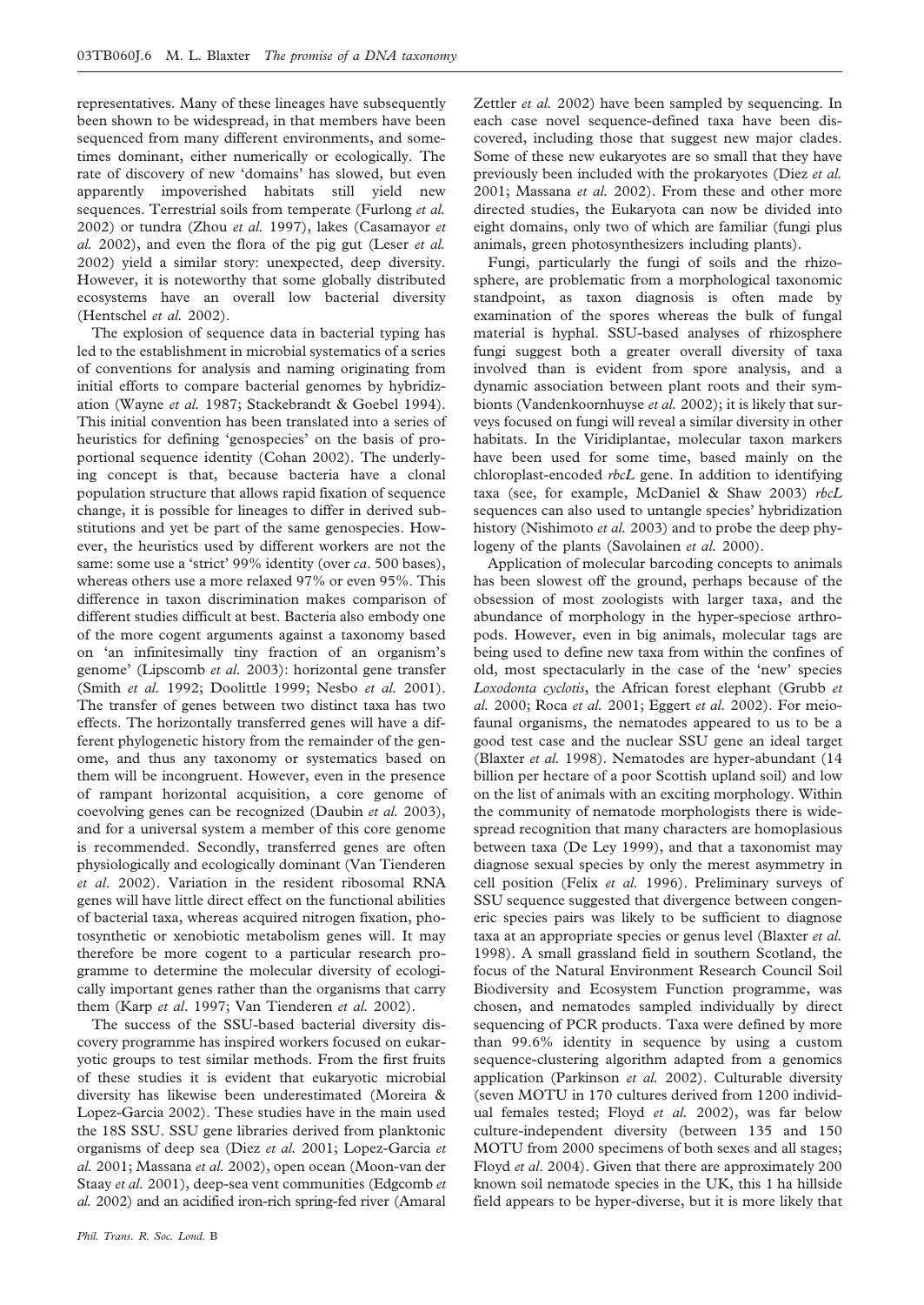representatives. Many of these lineages have subsequently been shown to be widespread, in that members have been sequenced from many different environments, and sometimes dominant, either numerically or ecologically. The rate of discovery of new 'domains' has slowed, but even apparently impoverished habitats still yield new sequences. Terrestrial soils from temperate (Furlong *et al.* 2002) or tundra (Zhou *et al.* 1997), lakes (Casamayor *et al.* 2002), and even the flora of the pig gut (Leser *et al.* 2002) yield a similar story: unexpected, deep diversity. However, it is noteworthy that some globally distributed ecosystems have an overall low bacterial diversity (Hentschel *et al.* 2002).

The explosion of sequence data in bacterial typing has led to the establishment in microbial systematics of a series of conventions for analysis and naming originating from initial efforts to compare bacterial genomes by hybridization (Wayne *et al.* 1987; Stackebrandt & Goebel 1994). This initial convention has been translated into a series of heuristics for defining 'genospecies' on the basis of proportional sequence identity (Cohan 2002). The underlying concept is that, because bacteria have a clonal population structure that allows rapid fixation of sequence change, it is possible for lineages to differ in derived substitutions and yet be part of the same genospecies. However, the heuristics used by different workers are not the same: some use a 'strict' 99% identity (over *ca*. 500 bases), whereas others use a more relaxed 97% or even 95%. This difference in taxon discrimination makes comparison of different studies difficult at best. Bacteria also embody one of the more cogent arguments against a taxonomy based on 'an infinitesimally tiny fraction of an organism's genome' (Lipscomb *et al.* 2003): horizontal gene transfer (Smith *et al.* 1992; Doolittle 1999; Nesbo *et al.* 2001). The transfer of genes between two distinct taxa has two effects. The horizontally transferred genes will have a different phylogenetic history from the remainder of the genome, and thus any taxonomy or systematics based on them will be incongruent. However, even in the presence of rampant horizontal acquisition, a core genome of coevolving genes can be recognized (Daubin *et al.* 2003), and for a universal system a member of this core genome is recommended. Secondly, transferred genes are often physiologically and ecologically dominant (Van Tienderen *et al*. 2002). Variation in the resident ribosomal RNA genes will have little direct effect on the functional abilities of bacterial taxa, whereas acquired nitrogen fixation, photosynthetic or xenobiotic metabolism genes will. It may therefore be more cogent to a particular research programme to determine the molecular diversity of ecologically important genes rather than the organisms that carry them (Karp *et al*. 1997; Van Tienderen *et al.* 2002).

The success of the SSU-based bacterial diversity discovery programme has inspired workers focused on eukaryotic groups to test similar methods. From the first fruits of these studies it is evident that eukaryotic microbial diversity has likewise been underestimated (Moreira & Lopez-Garcia 2002). These studies have in the main used the 18S SSU. SSU gene libraries derived from planktonic organisms of deep sea (Diez *et al.* 2001; Lopez-Garcia *et al.* 2001; Massana *et al.* 2002), open ocean (Moon-van der Staay *et al.* 2001), deep-sea vent communities (Edgcomb *et al.* 2002) and an acidified iron-rich spring-fed river (Amaral Zettler *et al.* 2002) have been sampled by sequencing. In each case novel sequence-defined taxa have been discovered, including those that suggest new major clades. Some of these new eukaryotes are so small that they have previously been included with the prokaryotes (Diez *et al.* 2001; Massana *et al.* 2002). From these and other more directed studies, the Eukaryota can now be divided into eight domains, only two of which are familiar (fungi plus animals, green photosynthesizers including plants).

Fungi, particularly the fungi of soils and the rhizosphere, are problematic from a morphological taxonomic standpoint, as taxon diagnosis is often made by examination of the spores whereas the bulk of fungal material is hyphal. SSU-based analyses of rhizosphere fungi suggest both a greater overall diversity of taxa involved than is evident from spore analysis, and a dynamic association between plant roots and their symbionts (Vandenkoornhuyse *et al.* 2002); it is likely that surveys focused on fungi will reveal a similar diversity in other habitats. In the Viridiplantae, molecular taxon markers have been used for some time, based mainly on the chloroplast-encoded *rbcL* gene. In addition to identifying taxa (see, for example, McDaniel & Shaw 2003) *rbcL* sequences can also used to untangle species' hybridization history (Nishimoto *et al.* 2003) and to probe the deep phylogeny of the plants (Savolainen *et al.* 2000).

Application of molecular barcoding concepts to animals has been slowest off the ground, perhaps because of the obsession of most zoologists with larger taxa, and the abundance of morphology in the hyper-speciose arthropods. However, even in big animals, molecular tags are being used to define new taxa from within the confines of old, most spectacularly in the case of the 'new' species *Loxodonta cyclotis*, the African forest elephant (Grubb *et al.* 2000; Roca *et al.* 2001; Eggert *et al.* 2002). For meiofaunal organisms, the nematodes appeared to us to be a good test case and the nuclear SSU gene an ideal target (Blaxter *et al.* 1998). Nematodes are hyper-abundant (14 billion per hectare of a poor Scottish upland soil) and low on the list of animals with an exciting morphology. Within the community of nematode morphologists there is widespread recognition that many characters are homoplasious between taxa (De Ley 1999), and that a taxonomist may diagnose sexual species by only the merest asymmetry in cell position (Felix *et al.* 1996). Preliminary surveys of SSU sequence suggested that divergence between congeneric species pairs was likely to be sufficient to diagnose taxa at an appropriate species or genus level (Blaxter *et al.* 1998). A small grassland field in southern Scotland, the focus of the Natural Environment Research Council Soil Biodiversity and Ecosystem Function programme, was chosen, and nematodes sampled individually by direct sequencing of PCR products. Taxa were defined by more than 99.6% identity in sequence by using a custom sequence-clustering algorithm adapted from a genomics application (Parkinson *et al.* 2002). Culturable diversity (seven MOTU in 170 cultures derived from 1200 individual females tested; Floyd *et al.* 2002), was far below culture-independent diversity (between 135 and 150 MOTU from 2000 specimens of both sexes and all stages; Floyd *et al*. 2004). Given that there are approximately 200 known soil nematode species in the UK, this 1 ha hillside field appears to be hyper-diverse, but it is more likely that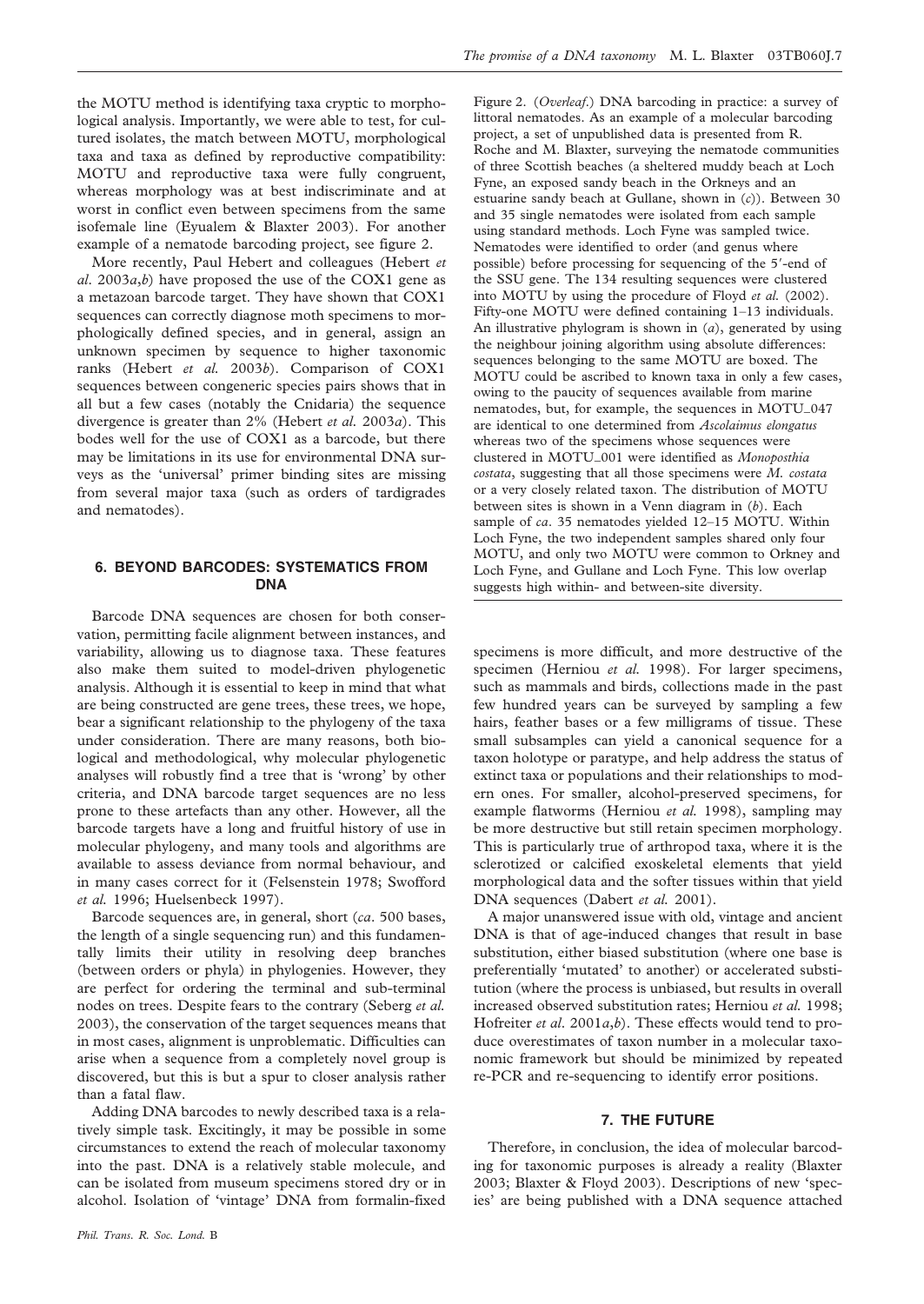the MOTU method is identifying taxa cryptic to morphological analysis. Importantly, we were able to test, for cultured isolates, the match between MOTU, morphological taxa and taxa as defined by reproductive compatibility: MOTU and reproductive taxa were fully congruent, whereas morphology was at best indiscriminate and at worst in conflict even between specimens from the same isofemale line (Eyualem & Blaxter 2003). For another example of a nematode barcoding project, see figure 2.

More recently, Paul Hebert and colleagues (Hebert *et al*. 2003*a*,*b*) have proposed the use of the COX1 gene as a metazoan barcode target. They have shown that COX1 sequences can correctly diagnose moth specimens to morphologically defined species, and in general, assign an unknown specimen by sequence to higher taxonomic ranks (Hebert *et al.* 2003*b*). Comparison of COX1 sequences between congeneric species pairs shows that in all but a few cases (notably the Cnidaria) the sequence divergence is greater than 2% (Hebert *et al.* 2003*a*). This bodes well for the use of COX1 as a barcode, but there may be limitations in its use for environmental DNA surveys as the 'universal' primer binding sites are missing from several major taxa (such as orders of tardigrades and nematodes).

## 6. BEYOND BARCODES: SYSTEMATICS FROM DNA

Barcode DNA sequences are chosen for both conservation, permitting facile alignment between instances, and variability, allowing us to diagnose taxa. These features also make them suited to model-driven phylogenetic analysis. Although it is essential to keep in mind that what are being constructed are gene trees, these trees, we hope, bear a significant relationship to the phylogeny of the taxa under consideration. There are many reasons, both biological and methodological, why molecular phylogenetic analyses will robustly find a tree that is 'wrong' by other criteria, and DNA barcode target sequences are no less prone to these artefacts than any other. However, all the barcode targets have a long and fruitful history of use in molecular phylogeny, and many tools and algorithms are available to assess deviance from normal behaviour, and in many cases correct for it (Felsenstein 1978; Swofford *et al.* 1996; Huelsenbeck 1997).

Barcode sequences are, in general, short (*ca*. 500 bases, the length of a single sequencing run) and this fundamentally limits their utility in resolving deep branches (between orders or phyla) in phylogenies. However, they are perfect for ordering the terminal and sub-terminal nodes on trees. Despite fears to the contrary (Seberg *et al.* 2003), the conservation of the target sequences means that in most cases, alignment is unproblematic. Difficulties can arise when a sequence from a completely novel group is discovered, but this is but a spur to closer analysis rather than a fatal flaw.

Adding DNA barcodes to newly described taxa is a relatively simple task. Excitingly, it may be possible in some circumstances to extend the reach of molecular taxonomy into the past. DNA is a relatively stable molecule, and can be isolated from museum specimens stored dry or in alcohol. Isolation of 'vintage' DNA from formalin-fixed specimens is more difficult, and more destructive of the specimen (Herniou *et al.* 1998). For larger specimens, such as mammals and birds, collections made in the past few hundred years can be surveyed by sampling a few hairs, feather bases or a few milligrams of tissue. These small subsamples can yield a canonical sequence for a taxon holotype or paratype, and help address the status of extinct taxa or populations and their relationships to modern ones. For smaller, alcohol-preserved specimens, for example flatworms (Herniou *et al.* 1998), sampling may be more destructive but still retain specimen morphology. This is particularly true of arthropod taxa, where it is the sclerotized or calcified exoskeletal elements that yield morphological data and the softer tissues within that yield DNA sequences (Dabert *et al.* 2001).

A major unanswered issue with old, vintage and ancient DNA is that of age-induced changes that result in base substitution, either biased substitution (where one base is preferentially 'mutated' to another) or accelerated substitution (where the process is unbiased, but results in overall increased observed substitution rates; Herniou *et al.* 1998; Hofreiter *et al*. 2001*a*,*b*). These effects would tend to produce overestimates of taxon number in a molecular taxonomic framework but should be minimized by repeated re-PCR and re-sequencing to identify error positions.

## 7. THE FUTURE

Therefore, in conclusion, the idea of molecular barcoding for taxonomic purposes is already a reality (Blaxter 2003; Blaxter & Floyd 2003). Descriptions of new 'species' are being published with a DNA sequence attached

Figure 2. (*Overleaf*.) DNA barcoding in practice: a survey of littoral nematodes. As an example of a molecular barcoding project, a set of unpublished data is presented from R. Roche and M. Blaxter, surveying the nematode communities of three Scottish beaches (a sheltered muddy beach at Loch Fyne, an exposed sandy beach in the Orkneys and an estuarine sandy beach at Gullane, shown in (*c*)). Between 30 and 35 single nematodes were isolated from each sample using standard methods. Loch Fyne was sampled twice. Nematodes were identified to order (and genus where possible) before processing for sequencing of the 5′-end of the SSU gene. The 134 resulting sequences were clustered into MOTU by using the procedure of Floyd *et al.* (2002). Fifty-one MOTU were defined containing 1–13 individuals. An illustrative phylogram is shown in (*a*), generated by using the neighbour joining algorithm using absolute differences: sequences belonging to the same MOTU are boxed. The MOTU could be ascribed to known taxa in only a few cases, owing to the paucity of sequences available from marine nematodes, but, for example, the sequences in MOTU_047 are identical to one determined from *Ascolaimus elongatus* whereas two of the specimens whose sequences were clustered in MOTU_001 were identified as *Monoposthia costata*, suggesting that all those specimens were *M. costata* or a very closely related taxon. The distribution of MOTU between sites is shown in a Venn diagram in (*b*). Each sample of *ca*. 35 nematodes yielded 12–15 MOTU. Within Loch Fyne, the two independent samples shared only four MOTU, and only two MOTU were common to Orkney and Loch Fyne, and Gullane and Loch Fyne. This low overlap suggests high within- and between-site diversity.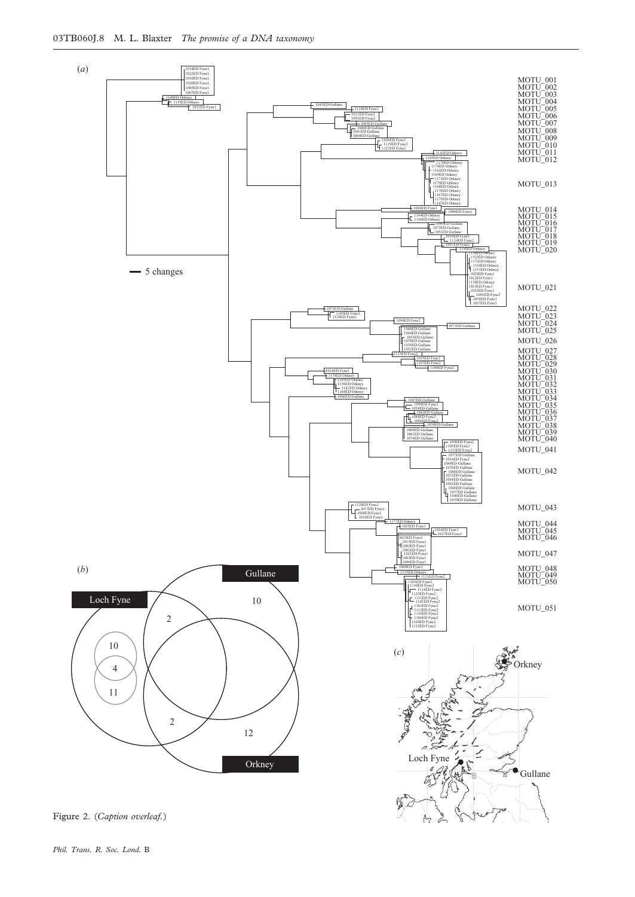Figure 2. (*Caption overleaf.*)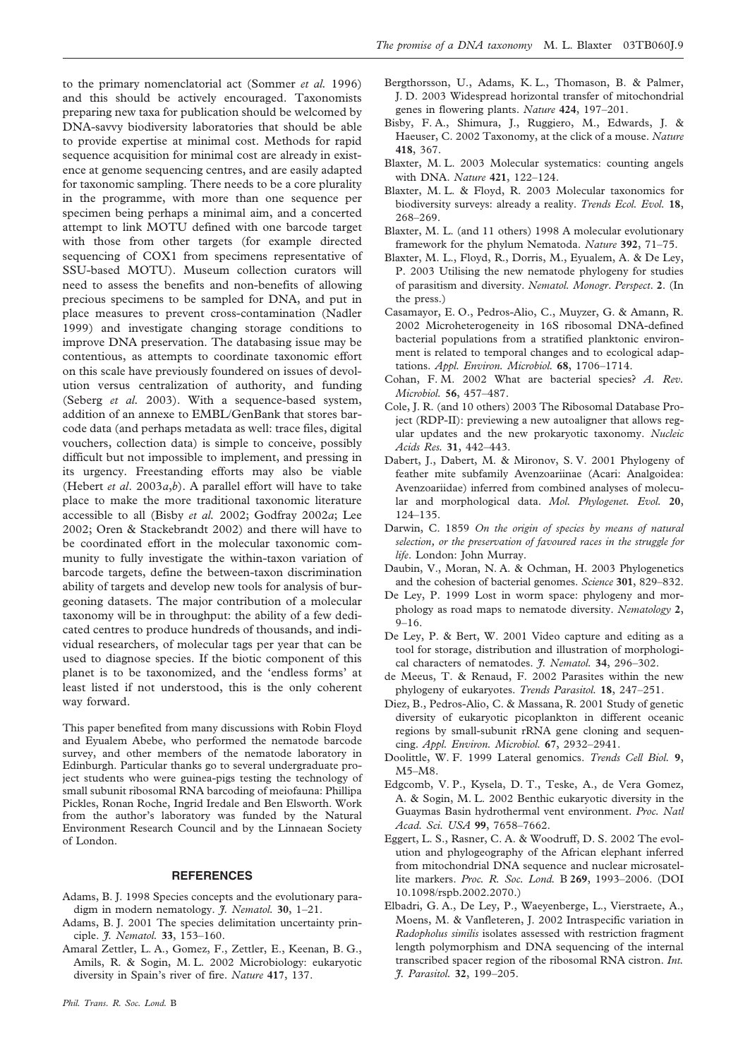to the primary nomenclatorial act (Sommer *et al.* 1996) and this should be actively encouraged. Taxonomists preparing new taxa for publication should be welcomed by DNA-savvy biodiversity laboratories that should be able to provide expertise at minimal cost. Methods for rapid sequence acquisition for minimal cost are already in existence at genome sequencing centres, and are easily adapted for taxonomic sampling. There needs to be a core plurality in the programme, with more than one sequence per specimen being perhaps a minimal aim, and a concerted attempt to link MOTU defined with one barcode target with those from other targets (for example directed sequencing of COX1 from specimens representative of SSU-based MOTU). Museum collection curators will need to assess the benefits and non-benefits of allowing precious specimens to be sampled for DNA, and put in place measures to prevent cross-contamination (Nadler 1999) and investigate changing storage conditions to improve DNA preservation. The databasing issue may be contentious, as attempts to coordinate taxonomic effort on this scale have previously foundered on issues of devolution versus centralization of authority, and funding (Seberg *et al.* 2003). With a sequence-based system, addition of an annexe to EMBL/GenBank that stores barcode data (and perhaps metadata as well: trace files, digital vouchers, collection data) is simple to conceive, possibly difficult but not impossible to implement, and pressing in its urgency. Freestanding efforts may also be viable (Hebert *et al*. 2003*a*,*b*). A parallel effort will have to take place to make the more traditional taxonomic literature accessible to all (Bisby *et al.* 2002; Godfray 2002*a*; Lee 2002; Oren & Stackebrandt 2002) and there will have to be coordinated effort in the molecular taxonomic community to fully investigate the within-taxon variation of barcode targets, define the between-taxon discrimination ability of targets and develop new tools for analysis of burgeoning datasets. The major contribution of a molecular taxonomy will be in throughput: the ability of a few dedicated centres to produce hundreds of thousands, and individual researchers, of molecular tags per year that can be used to diagnose species. If the biotic component of this planet is to be taxonomized, and the 'endless forms' at least listed if not understood, this is the only coherent way forward.

This paper benefited from many discussions with Robin Floyd and Eyualem Abebe, who performed the nematode barcode survey, and other members of the nematode laboratory in Edinburgh. Particular thanks go to several undergraduate project students who were guinea-pigs testing the technology of small subunit ribosomal RNA barcoding of meiofauna: Phillipa Pickles, Ronan Roche, Ingrid Iredale and Ben Elsworth. Work from the author's laboratory was funded by the Natural Environment Research Council and by the Linnaean Society of London.

## REFERENCES

Adams, B. J. 1998 Species concepts and the evolutionary paradigm in modern nematology. *J. Nematol.* **30**, 1–21.

Adams, B. J. 2001 The species delimitation uncertainty principle. *J. Nematol.* **33**, 153–160.

Amaral Zettler, L. A., Gomez, F., Zettler, E., Keenan, B. G., Amils, R. & Sogin, M. L. 2002 Microbiology: eukaryotic diversity in Spain's river of fire. *Nature* **417**, 137.

Bergthorsson, U., Adams, K. L., Thomason, B. & Palmer, J. D. 2003 Widespread horizontal transfer of mitochondrial genes in flowering plants. *Nature* **424**, 197–201.

Bisby, F. A., Shimura, J., Ruggiero, M., Edwards, J. & Haeuser, C. 2002 Taxonomy, at the click of a mouse. *Nature* **418**, 367.

Blaxter, M. L. 2003 Molecular systematics: counting angels with DNA. *Nature* **421**, 122–124.

Blaxter, M. L. & Floyd, R. 2003 Molecular taxonomics for biodiversity surveys: already a reality. *Trends Ecol. Evol.* **18**, 268–269.

Blaxter, M. L. (and 11 others) 1998 A molecular evolutionary framework for the phylum Nematoda. *Nature* **392**, 71–75.

Blaxter, M. L., Floyd, R., Dorris, M., Eyualem, A. & De Ley, P. 2003 Utilising the new nematode phylogeny for studies of parasitism and diversity. *Nematol. Monogr. Perspect*. **2**. (In the press.)

Casamayor, E. O., Pedros-Alio, C., Muyzer, G. & Amann, R. 2002 Microheterogeneity in 16S ribosomal DNA-defined bacterial populations from a stratified planktonic environment is related to temporal changes and to ecological adaptations. *Appl. Environ. Microbiol.* **68**, 1706–1714.

Cohan, F. M. 2002 What are bacterial species? *A. Rev. Microbiol.* **56**, 457–487.

Cole, J. R. (and 10 others) 2003 The Ribosomal Database Project (RDP-II): previewing a new autoaligner that allows regular updates and the new prokaryotic taxonomy. *Nucleic Acids Res.* **31**, 442–443.

Dabert, J., Dabert, M. & Mironov, S. V. 2001 Phylogeny of feather mite subfamily Avenzoariinae (Acari: Analgoidea: Avenzoariidae) inferred from combined analyses of molecular and morphological data. *Mol. Phylogenet. Evol.* **20**, 124–135.

Darwin, C. 1859 *On the origin of species by means of natural selection, or the preservation of favoured races in the struggle for life*. London: John Murray.

Daubin, V., Moran, N. A. & Ochman, H. 2003 Phylogenetics and the cohesion of bacterial genomes. *Science* **301**, 829–832.

De Ley, P. 1999 Lost in worm space: phylogeny and morphology as road maps to nematode diversity. *Nematology* **2**, 9–16.

De Ley, P. & Bert, W. 2001 Video capture and editing as a tool for storage, distribution and illustration of morphological characters of nematodes. *J. Nematol.* **34**, 296–302.

de Meeus, T. & Renaud, F. 2002 Parasites within the new phylogeny of eukaryotes. *Trends Parasitol.* **18**, 247–251.

Diez, B., Pedros-Alio, C. & Massana, R. 2001 Study of genetic diversity of eukaryotic picoplankton in different oceanic regions by small-subunit rRNA gene cloning and sequencing. *Appl. Environ. Microbiol.* **67**, 2932–2941.

Doolittle, W. F. 1999 Lateral genomics. *Trends Cell Biol.* **9**, M5–M8.

Edgcomb, V. P., Kysela, D. T., Teske, A., de Vera Gomez, A. & Sogin, M. L. 2002 Benthic eukaryotic diversity in the Guaymas Basin hydrothermal vent environment. *Proc. Natl Acad. Sci. USA* **99**, 7658–7662.

Eggert, L. S., Rasner, C. A. & Woodruff, D. S. 2002 The evolution and phylogeography of the African elephant inferred from mitochondrial DNA sequence and nuclear microsatellite markers. *Proc. R. Soc. Lond.* B **269**, 1993–2006. (DOI 10.1098/rspb.2002.2070.)

Elbadri, G. A., De Ley, P., Waeyenberge, L., Vierstraete, A., Moens, M. & Vanfleteren, J. 2002 Intraspecific variation in *Radopholus similis* isolates assessed with restriction fragment length polymorphism and DNA sequencing of the internal transcribed spacer region of the ribosomal RNA cistron. *Int. J. Parasitol.* **32**, 199–205.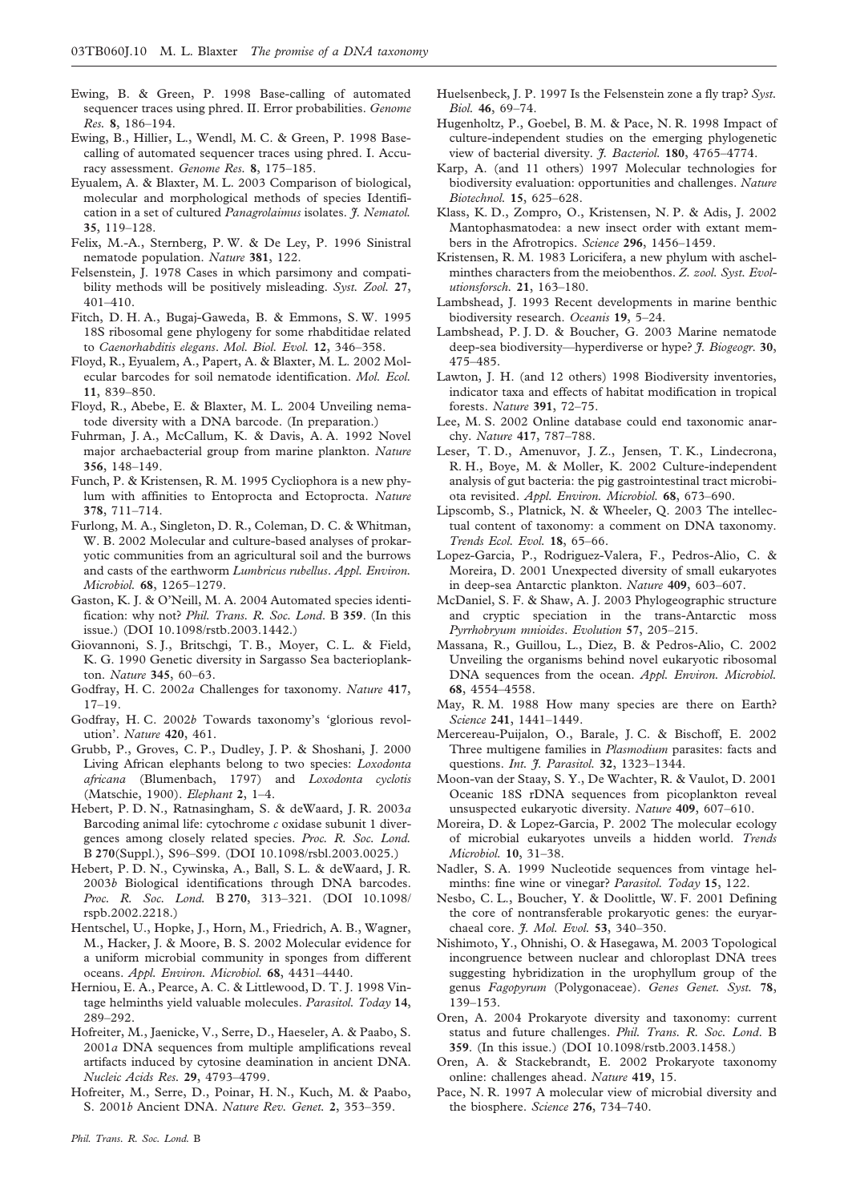Ewing, B. & Green, P. 1998 Base-calling of automated sequencer traces using phred. II. Error probabilities. *Genome Res.* **8**, 186–194.

Ewing, B., Hillier, L., Wendl, M. C. & Green, P. 1998 Base-calling of automated sequencer traces using phred. I. Accuracy assessment. *Genome Res.* **8**, 175–185.

Eyualem, A. & Blaxter, M. L. 2003 Comparison of biological, molecular and morphological methods of species Identification in a set of cultured *Panagrolaimus* isolates. *J. Nematol.* **35**, 119–128.

Felix, M.-A., Sternberg, P. W. & De Ley, P. 1996 Sinistral nematode population. *Nature* **381**, 122.

Felsenstein, J. 1978 Cases in which parsimony and compatibility methods will be positively misleading. *Syst. Zool.* **27**, 401–410.

Fitch, D. H. A., Bugaj-Gaweda, B. & Emmons, S. W. 1995 18S ribosomal gene phylogeny for some rhabditidae related to *Caenorhabditis elegans*. *Mol. Biol. Evol.* **12**, 346–358.

Floyd, R., Eyualem, A., Papert, A. & Blaxter, M. L. 2002 Molecular barcodes for soil nematode identification. *Mol. Ecol.* **11**, 839–850.

Floyd, R., Abebe, E. & Blaxter, M. L. 2004 Unveiling nematode diversity with a DNA barcode. (In preparation.)

Fuhrman, J. A., McCallum, K. & Davis, A. A. 1992 Novel major archaebacterial group from marine plankton. *Nature* **356**, 148–149.

Funch, P. & Kristensen, R. M. 1995 Cycliophora is a new phylum with affinities to Entoprocta and Ectoprocta. *Nature* **378**, 711–714.

Furlong, M. A., Singleton, D. R., Coleman, D. C. & Whitman, W. B. 2002 Molecular and culture-based analyses of prokaryotic communities from an agricultural soil and the burrows and casts of the earthworm *Lumbricus rubellus*. *Appl. Environ. Microbiol.* **68**, 1265–1279.

Gaston, K. J. & O'Neill, M. A. 2004 Automated species identification: why not? *Phil. Trans. R. Soc. Lond.* B **359**. (In this issue.) (DOI 10.1098/rstb.2003.1442.)

Giovannoni, S. J., Britschgi, T. B., Moyer, C. L. & Field, K. G. 1990 Genetic diversity in Sargasso Sea bacterioplankton. *Nature* **345**, 60–63.

Godfray, H. C. 2002*a* Challenges for taxonomy. *Nature* **417**, 17–19.

Godfray, H. C. 2002*b* Towards taxonomy's 'glorious revolution'. *Nature* **420**, 461.

Grubb, P., Groves, C. P., Dudley, J. P. & Shoshani, J. 2000 Living African elephants belong to two species: *Loxodonta africana* (Blumenbach, 1797) and *Loxodonta cyclotis* (Matschie, 1900). *Elephant* **2**, 1–4.

Hebert, P. D. N., Ratnasingham, S. & deWaard, J. R. 2003*a* Barcoding animal life: cytochrome *c* oxidase subunit 1 divergences among closely related species. *Proc. R. Soc. Lond.* B **270**(Suppl.), S96–S99. (DOI 10.1098/rsbl.2003.0025.)

Hebert, P. D. N., Cywinska, A., Ball, S. L. & deWaard, J. R. 2003*b* Biological identifications through DNA barcodes. *Proc. R. Soc. Lond.* B **270**, 313–321. (DOI 10.1098/rspb.2002.2218.)

Hentschel, U., Hopke, J., Horn, M., Friedrich, A. B., Wagner, M., Hacker, J. & Moore, B. S. 2002 Molecular evidence for a uniform microbial community in sponges from different oceans. *Appl. Environ. Microbiol.* **68**, 4431–4440.

Herniou, E. A., Pearce, A. C. & Littlewood, D. T. J. 1998 Vintage helminths yield valuable molecules. *Parasitol. Today* **14**, 289–292.

Hofreiter, M., Jaenicke, V., Serre, D., Haeseler, A. & Paabo, S. 2001*a* DNA sequences from multiple amplifications reveal artifacts induced by cytosine deamination in ancient DNA. *Nucleic Acids Res.* **29**, 4793–4799.

Hofreiter, M., Serre, D., Poinar, H. N., Kuch, M. & Paabo, S. 2001*b* Ancient DNA. *Nature Rev. Genet.* **2**, 353–359.

Huelsenbeck, J. P. 1997 Is the Felsenstein zone a fly trap? *Syst. Biol.* **46**, 69–74.

Hugenholtz, P., Goebel, B. M. & Pace, N. R. 1998 Impact of culture-independent studies on the emerging phylogenetic view of bacterial diversity. *J. Bacteriol.* **180**, 4765–4774.

Karp, A. (and 11 others) 1997 Molecular technologies for biodiversity evaluation: opportunities and challenges. *Nature Biotechnol.* **15**, 625–628.

Klass, K. D., Zompro, O., Kristensen, N. P. & Adis, J. 2002 Mantophasmatodea: a new insect order with extant members in the Afrotropics. *Science* **296**, 1456–1459.

Kristensen, R. M. 1983 Loricifera, a new phylum with aschelminthes characters from the meiobenthos. *Z. zool. Syst. Evolutionsforsch.* **21**, 163–180.

Lambshead, J. 1993 Recent developments in marine benthic biodiversity research. *Oceanis* **19**, 5–24.

Lambshead, P. J. D. & Boucher, G. 2003 Marine nematode deep-sea biodiversity—hyperdiverse or hype? *J. Biogeogr.* **30**, 475–485.

Lawton, J. H. (and 12 others) 1998 Biodiversity inventories, indicator taxa and effects of habitat modification in tropical forests. *Nature* **391**, 72–75.

Lee, M. S. 2002 Online database could end taxonomic anarchy. *Nature* **417**, 787–788.

Leser, T. D., Amenuvor, J. Z., Jensen, T. K., Lindecrona, R. H., Boye, M. & Moller, K. 2002 Culture-independent analysis of gut bacteria: the pig gastrointestinal tract microbiota revisited. *Appl. Environ. Microbiol.* **68**, 673–690.

Lipscomb, S., Platnick, N. & Wheeler, Q. 2003 The intellectual content of taxonomy: a comment on DNA taxonomy. *Trends Ecol. Evol.* **18**, 65–66.

Lopez-Garcia, P., Rodriguez-Valera, F., Pedros-Alio, C. & Moreira, D. 2001 Unexpected diversity of small eukaryotes in deep-sea Antarctic plankton. *Nature* **409**, 603–607.

McDaniel, S. F. & Shaw, A. J. 2003 Phylogeographic structure and cryptic speciation in the trans-Antarctic moss *Pyrrhobryum mnioides*. *Evolution* **57**, 205–215.

Massana, R., Guillou, L., Diez, B. & Pedros-Alio, C. 2002 Unveiling the organisms behind novel eukaryotic ribosomal DNA sequences from the ocean. *Appl. Environ. Microbiol.* **68**, 4554–4558.

May, R. M. 1988 How many species are there on Earth? *Science* **241**, 1441–1449.

Mercereau-Puijalon, O., Barale, J. C. & Bischoff, E. 2002 Three multigene families in *Plasmodium* parasites: facts and questions. *Int. J. Parasitol.* **32**, 1323–1344.

Moon-van der Staay, S. Y., De Wachter, R. & Vaulot, D. 2001 Oceanic 18S rDNA sequences from picoplankton reveal unsuspected eukaryotic diversity. *Nature* **409**, 607–610.

Moreira, D. & Lopez-Garcia, P. 2002 The molecular ecology of microbial eukaryotes unveils a hidden world. *Trends Microbiol.* **10**, 31–38.

Nadler, S. A. 1999 Nucleotide sequences from vintage helminths: fine wine or vinegar? *Parasitol. Today* **15**, 122.

Nesbo, C. L., Boucher, Y. & Doolittle, W. F. 2001 Defining the core of nontransferable prokaryotic genes: the euryarchaeal core. *J. Mol. Evol.* **53**, 340–350.

Nishimoto, Y., Ohnishi, O. & Hasegawa, M. 2003 Topological incongruence between nuclear and chloroplast DNA trees suggesting hybridization in the urophyllum group of the genus *Fagopyrum* (Polygonaceae). *Genes Genet. Syst.* **78**, 139–153.

Oren, A. 2004 Prokaryote diversity and taxonomy: current status and future challenges. *Phil. Trans. R. Soc. Lond.* B **359**. (In this issue.) (DOI 10.1098/rstb.2003.1458.)

Oren, A. & Stackebrandt, E. 2002 Prokaryote taxonomy online: challenges ahead. *Nature* **419**, 15.

Pace, N. R. 1997 A molecular view of microbial diversity and the biosphere. *Science* **276**, 734–740.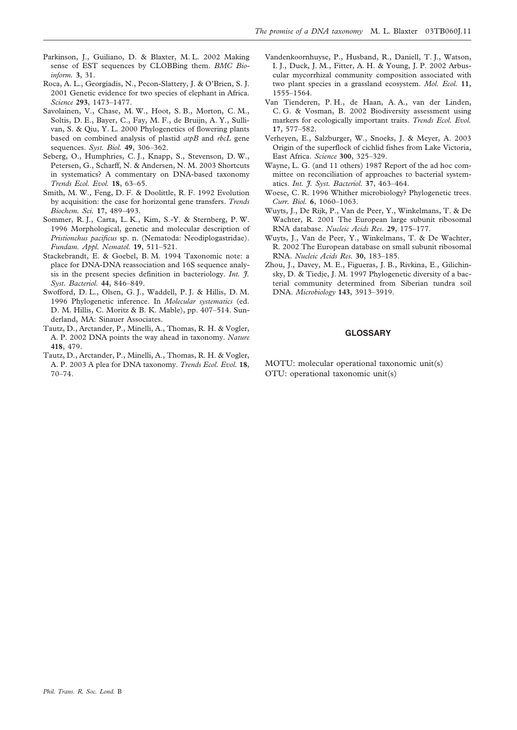Parkinson, J., Guiliano, D. & Blaxter, M. L. 2002 Making sense of EST sequences by CLOBBing them. *BMC Bioinform.* **3**, 31.

Roca, A. L., Georgiadis, N., Pecon-Slattery, J. & O'Brien, S. J. 2001 Genetic evidence for two species of elephant in Africa. *Science* **293**, 1473–1477.

Savolainen, V., Chase, M. W., Hoot, S. B., Morton, C. M., Soltis, D. E., Bayer, C., Fay, M. F., de Bruijn, A. Y., Sullivan, S. & Qiu, Y. L. 2000 Phylogenetics of flowering plants based on combined analysis of plastid *atpB* and *rbcL* gene sequences. *Syst. Biol.* **49**, 306–362.

Seberg, O., Humphries, C. J., Knapp, S., Stevenson, D. W., Petersen, G., Scharff, N. & Andersen, N. M. 2003 Shortcuts in systematics? A commentary on DNA-based taxonomy *Trends Ecol. Evol.* **18**, 63–65.

Smith, M. W., Feng, D. F. & Doolittle, R. F. 1992 Evolution by acquisition: the case for horizontal gene transfers. *Trends Biochem. Sci.* **17**, 489–493.

Sommer, R. J., Carta, L. K., Kim, S.-Y. & Sternberg, P. W. 1996 Morphological, genetic and molecular description of *Pristionchus pacificus* sp. n. (Nematoda: Neodiplogastridae). *Fundam. Appl. Nematol.* **19**, 511–521.

Stackebrandt, E. & Goebel, B. M. 1994 Taxonomic note: a place for DNA-DNA reassociation and 16S sequence analysis in the present species definition in bacteriology. *Int. J. Syst. Bacteriol.* **44**, 846–849.

Swofford, D. L., Olsen, G. J., Waddell, P. J. & Hillis, D. M. 1996 Phylogenetic inference. In *Molecular systematics* (ed. D. M. Hillis, C. Moritz & B. K. Mable), pp. 407–514. Sunderland, MA: Sinauer Associates.

Tautz, D., Arctander, P., Minelli, A., Thomas, R. H. & Vogler, A. P. 2002 DNA points the way ahead in taxonomy. *Nature* **418**, 479.

Tautz, D., Arctander, P., Minelli, A., Thomas, R. H. & Vogler, A. P. 2003 A plea for DNA taxonomy. *Trends Ecol. Evol.* **18**, 70–74.

Vandenkoornhuyse, P., Husband, R., Daniell, T. J., Watson, I. J., Duck, J. M., Fitter, A. H. & Young, J. P. 2002 Arbuscular mycorrhizal community composition associated with two plant species in a grassland ecosystem. *Mol. Ecol.* **11**, 1555–1564.

Van Tienderen, P. H., de Haan, A. A., van der Linden, C. G. & Vosman, B. 2002 Biodiversity assessment using markers for ecologically important traits. *Trends Ecol. Evol.* **17**, 577–582.

Verheyen, E., Salzburger, W., Snoeks, J. & Meyer, A. 2003 Origin of the superflock of cichlid fishes from Lake Victoria, East Africa. *Science* **300**, 325–329.

Wayne, L. G. (and 11 others) 1987 Report of the ad hoc committee on reconciliation of approaches to bacterial systematics. *Int. J. Syst. Bacteriol.* **37**, 463–464.

Woese, C. R. 1996 Whither microbiology? Phylogenetic trees. *Curr. Biol.* **6**, 1060–1063.

Wuyts, J., De Rijk, P., Van de Peer, Y., Winkelmans, T. & De Wachter, R. 2001 The European large subunit ribosomal RNA database. *Nucleic Acids Res.* **29**, 175–177.

Wuyts, J., Van de Peer, Y., Winkelmans, T. & De Wachter, R. 2002 The European database on small subunit ribosomal RNA. *Nucleic Acids Res.* **30**, 183–185.

Zhou, J., Davey, M. E., Figueras, J. B., Rivkina, E., Gilichinsky, D. & Tiedje, J. M. 1997 Phylogenetic diversity of a bacterial community determined from Siberian tundra soil DNA. *Microbiology* **143**, 3913–3919.

## GLOSSARY

MOTU: molecular operational taxonomic unit(s)
OTU: operational taxonomic unit(s)